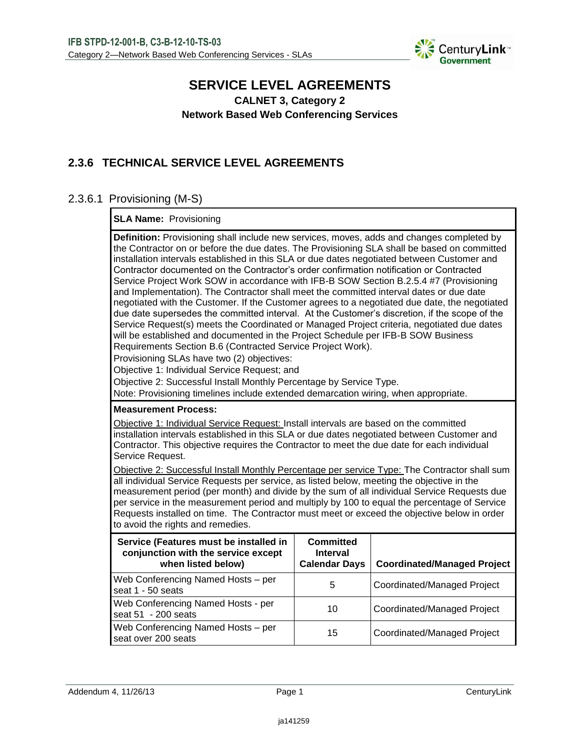# SERVICE LEVEL AGREEMENTS

**CALNET 3, Category 2**

**Network Based Web Conferencing Services**

## 2.3.6 TECHNICAL SERVICE LEVEL AGREEMENTS

### 2.3.6.1 Provisioning (M-S)

**SLA Name:** Provisioning

**Definition:** Provisioning shall include new services, moves, adds and changes completed by the Contractor on or before the due dates. The Provisioning SLA shall be based on committed installation intervals established in this SLA or due dates negotiated between Customer and Contractor documented on the Contractor's order confirmation notification or Contracted Service Project Work SOW in accordance with IFB-B SOW Section B.2.5.4 #7 (Provisioning and Implementation). The Contractor shall meet the committed interval dates or due date negotiated with the Customer. If the Customer agrees to a negotiated due date, the negotiated due date supersedes the committed interval. At the Customer's discretion, if the scope of the Service Request(s) meets the Coordinated or Managed Project criteria, negotiated due dates will be established and documented in the Project Schedule per IFB-B SOW Business Requirements Section B.6 (Contracted Service Project Work).

Provisioning SLAs have two (2) objectives:

Objective 1: Individual Service Request; and

Objective 2: Successful Install Monthly Percentage by Service Type.

Note: Provisioning timelines include extended demarcation wiring, when appropriate.

**Measurement Process:**

Objective 1: Individual Service Request: Install intervals are based on the committed installation intervals established in this SLA or due dates negotiated between Customer and Contractor. This objective requires the Contractor to meet the due date for each individual Service Request.

Objective 2: Successful Install Monthly Percentage per service Type: The Contractor shall sum all individual Service Requests per service, as listed below, meeting the objective in the measurement period (per month) and divide by the sum of all individual Service Requests due per service in the measurement period and multiply by 100 to equal the percentage of Service Requests installed on time. The Contractor must meet or exceed the objective below in order to avoid the rights and remedies.

| Service (Features must be installed in conjunction with the service except when listed below) | Committed Interval Calendar Days | Coordinated/Managed Project |
|---|---|---|
| Web Conferencing Named Hosts – per seat 1 - 50 seats | 5 | Coordinated/Managed Project |
| Web Conferencing Named Hosts - per seat 51 - 200 seats | 10 | Coordinated/Managed Project |
| Web Conferencing Named Hosts – per seat over 200 seats | 15 | Coordinated/Managed Project |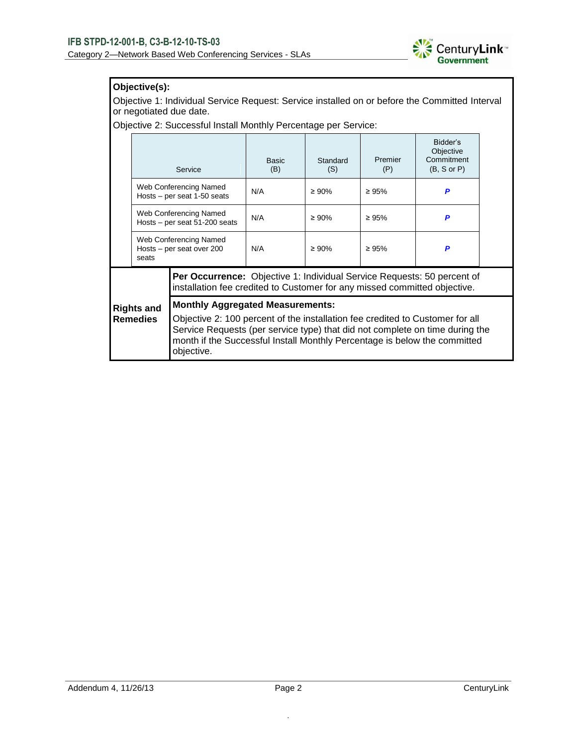**Objective(s):**

Objective 1: Individual Service Request: Service installed on or before the Committed Interval or negotiated due date.

Objective 2: Successful Install Monthly Percentage per Service:

| Service | Basic (B) | Standard (S) | Premier (P) | Bidder's Objective Commitment (B, S or P) |
|---|---|---|---|---|
| Web Conferencing Named Hosts – per seat 1-50 seats | N/A | ≥ 90% | ≥ 95% | ***P*** |
| Web Conferencing Named Hosts – per seat 51-200 seats | N/A | ≥ 90% | ≥ 95% | ***P*** |
| Web Conferencing Named Hosts – per seat over 200 seats | N/A | ≥ 90% | ≥ 95% | ***P*** |

**Rights and Remedies**

**Per Occurrence:** Objective 1: Individual Service Requests: 50 percent of installation fee credited to Customer for any missed committed objective.

**Monthly Aggregated Measurements:**

Objective 2: 100 percent of the installation fee credited to Customer for all Service Requests (per service type) that did not complete on time during the month if the Successful Install Monthly Percentage is below the committed objective.